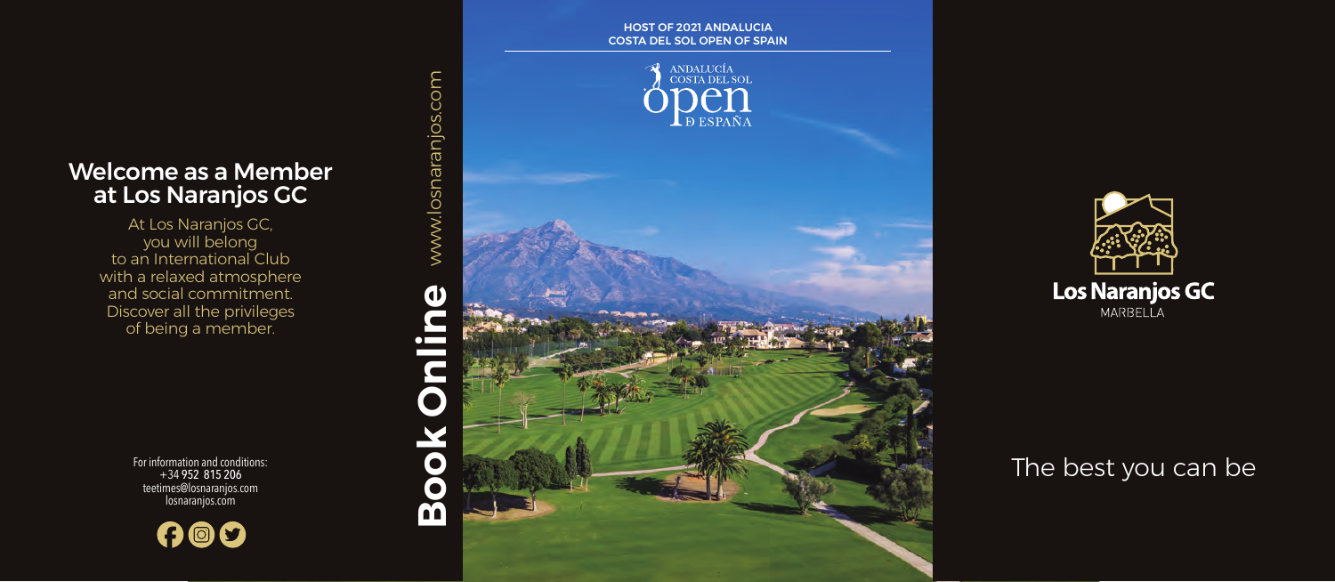## Welcome as a Member at Los Naranjos GC

At Los Naranjos GC, you will belong to an International Club with a relaxed atmosphere and social commitment. Discover all the privileges of being a member.

For information and conditions:
+34 952 815 206
teetimes@losnaranjos.com
losnaranjos.com

**Book Online** www.losnaranjos.com

**HOST OF 2021 ANDALUCIA COSTA DEL SOL OPEN OF SPAIN**

ANDALUCÍA COSTA DEL SOL open DE ESPAÑA

**Los Naranjos GC**
MARBELLA

The best you can be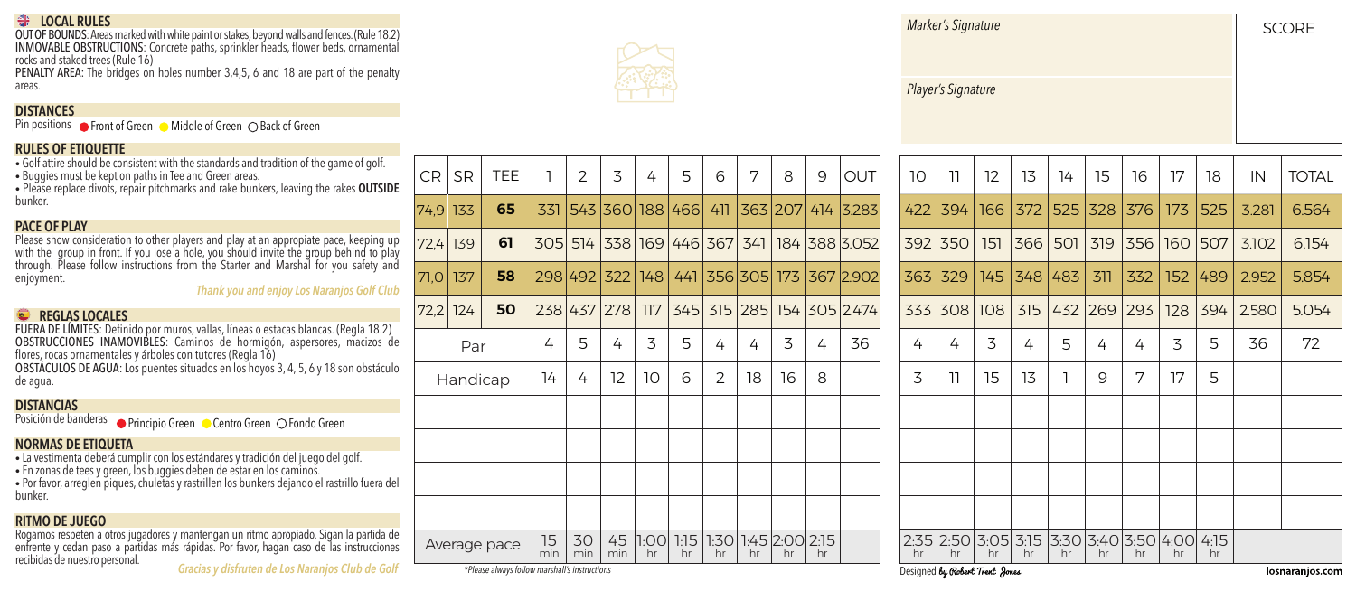## LOCAL RULES

OUT OF BOUNDS: Areas marked with white paint or stakes, beyond walls and fences. (Rule 18.2)
INMOVABLE OBSTRUCTIONS: Concrete paths, sprinkler heads, flower beds, ornamental rocks and staked trees (Rule 16)
PENALTY AREA: The bridges on holes number 3,4,5, 6 and 18 are part of the penalty areas.

## DISTANCES

Pin positions ● Front of Green ● Middle of Green ○ Back of Green

## RULES OF ETIQUETTE

- Golf attire should be consistent with the standards and tradition of the game of golf.
- Buggies must be kept on paths in Tee and Green areas.
- Please replace divots, repair pitchmarks and rake bunkers, leaving the rakes **OUTSIDE** bunker.

## PACE OF PLAY

Please show consideration to other players and play at an appropiate pace, keeping up with the group in front. If you lose a hole, you should invite the group behind to play through. Please follow instructions from the Starter and Marshal for you safety and enjoyment.

*Thank you and enjoy Los Naranjos Golf Club*

## REGLAS LOCALES

FUERA DE LÍMITES: Definido por muros, vallas, líneas o estacas blancas. (Regla 18.2)
OBSTRUCCIONES INAMOVIBLES: Caminos de hormigón, aspersores, macizos de flores, rocas ornamentales y árboles con tutores (Regla 16)
OBSTÁCULOS DE AGUA: Los puentes situados en los hoyos 3, 4, 5, 6 y 18 son obstáculo de agua.

## DISTANCIAS

Posición de banderas ● Principio Green ● Centro Green ○ Fondo Green

## NORMAS DE ETIQUETA

- La vestimenta deberá cumplir con los estándares y tradición del juego del golf.
- En zonas de tees y green, los buggies deben de estar en los caminos.
- Por favor, arreglen piques, chuletas y rastrillen los bunkers dejando el rastrillo fuera del bunker.

## RITMO DE JUEGO

Rogamos respeten a otros jugadores y mantengan un ritmo apropiado. Sigan la partida de enfrente y cedan paso a partidas más rápidas. Por favor, hagan caso de las instrucciones recibidas de nuestro personal.

*Gracias y disfruten de Los Naranjos Club de Golf*

Marker's Signature

Player's Signature

SCORE

| CR | SR | TEE | 1 | 2 | 3 | 4 | 5 | 6 | 7 | 8 | 9 | OUT | 10 | 11 | 12 | 13 | 14 | 15 | 16 | 17 | 18 | IN | TOTAL |
|---|---|---|---|---|---|---|---|---|---|---|---|---|---|---|---|---|---|---|---|---|---|---|---|
| 74,9 | 133 | 65 | 331 | 543 | 360 | 188 | 466 | 411 | 363 | 207 | 414 | 3.283 | 422 | 394 | 166 | 372 | 525 | 328 | 376 | 173 | 525 | 3.281 | 6.564 |
| 72,4 | 139 | 61 | 305 | 514 | 338 | 169 | 446 | 367 | 341 | 184 | 388 | 3.052 | 392 | 350 | 151 | 366 | 501 | 319 | 356 | 160 | 507 | 3.102 | 6.154 |
| 71,0 | 137 | 58 | 298 | 492 | 322 | 148 | 441 | 356 | 305 | 173 | 367 | 2.902 | 363 | 329 | 145 | 348 | 483 | 311 | 332 | 152 | 489 | 2.952 | 5.854 |
| 72,2 | 124 | 50 | 238 | 437 | 278 | 117 | 345 | 315 | 285 | 154 | 305 | 2.474 | 333 | 308 | 108 | 315 | 432 | 269 | 293 | 128 | 394 | 2.580 | 5.054 |
| Par | | | 4 | 5 | 4 | 3 | 5 | 4 | 4 | 3 | 4 | 36 | 4 | 4 | 3 | 4 | 5 | 4 | 4 | 3 | 5 | 36 | 72 |
| Handicap | | | 14 | 4 | 12 | 10 | 6 | 2 | 18 | 16 | 8 | | 3 | 11 | 15 | 13 | 1 | 9 | 7 | 17 | 5 | | |
| | | | | | | | | | | | | | | | | | | | | | | | |
| | | | | | | | | | | | | | | | | | | | | | | | |
| | | | | | | | | | | | | | | | | | | | | | | | |
| | | | | | | | | | | | | | | | | | | | | | | | |
| Average pace | | | 15 min | 30 min | 45 min | 1:00 hr | 1:15 hr | 1:30 hr | 1:45 hr | 2:00 hr | 2:15 hr | | 2:35 hr | 2:50 hr | 3:05 hr | 3:15 hr | 3:30 hr | 3:40 hr | 3:50 hr | 4:00 hr | 4:15 hr | | |

*Please always follow marshall's instructions

Designed by Robert Trent Jones

losnaranjos.com